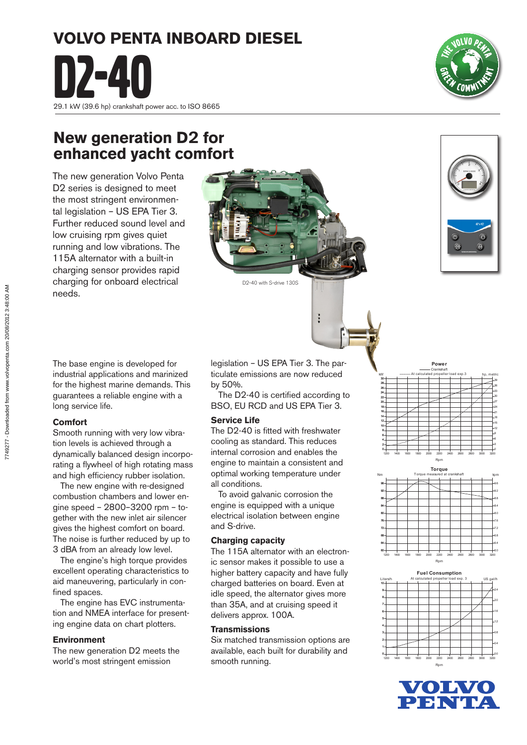# VOLVO PENTA INBOARD DIESEL

# D2-40

29.1 kW (39.6 hp) crankshaft power acc. to ISO 8665

## New generation D2 for enhanced yacht comfort

The new generation Volvo Penta D2 series is designed to meet the most stringent environmental legislation – US EPA Tier 3. Further reduced sound level and low cruising rpm gives quiet running and low vibrations. The 115A alternator with a built-in charging sensor provides rapid charging for onboard electrical needs.

D2-40 with S-drive 130S

The base engine is developed for industrial applications and marinized for the highest marine demands. This guarantees a reliable engine with a long service life.

### Comfort

Smooth running with very low vibration levels is achieved through a dynamically balanced design incorporating a flywheel of high rotating mass and high efficiency rubber isolation.

The new engine with re-designed combustion chambers and lower engine speed – 2800–3200 rpm – together with the new inlet air silencer gives the highest comfort on board. The noise is further reduced by up to 3 dBA from an already low level.

The engine's high torque provides excellent operating characteristics to aid maneuvering, particularly in confined spaces.

The engine has EVC instrumentation and NMEA interface for presenting engine data on chart plotters.

### Environment

The new generation D2 meets the world's most stringent emission legislation – US EPA Tier 3. The particulate emissions are now reduced by 50%.

The D2-40 is certified according to BSO, EU RCD and US EPA Tier 3.

### Service Life

The D2-40 is fitted with freshwater cooling as standard. This reduces internal corrosion and enables the engine to maintain a consistent and optimal working temperature under all conditions.

To avoid galvanic corrosion the engine is equipped with a unique electrical isolation between engine and S-drive.

### Charging capacity

The 115A alternator with an electronic sensor makes it possible to use a higher battery capacity and have fully charged batteries on board. Even at idle speed, the alternator gives more than 35A, and at cruising speed it delivers approx. 100A.

### Transmissions

Six matched transmission options are available, each built for durability and smooth running.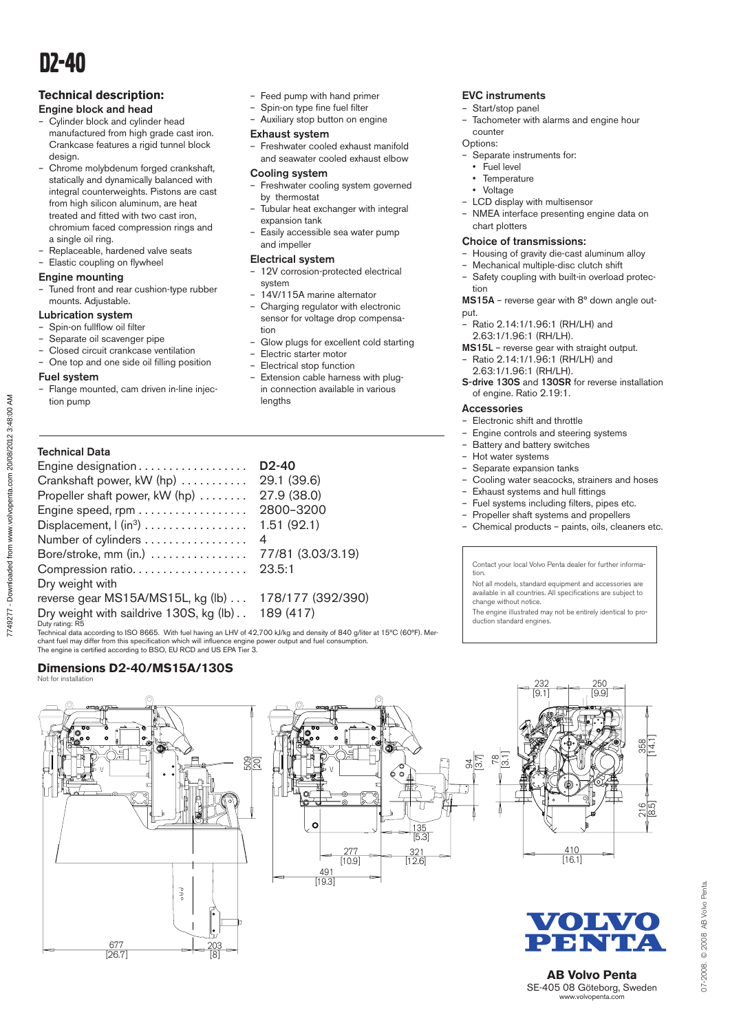# D2-40

## Technical description:

### Engine block and head

- Cylinder block and cylinder head manufactured from high grade cast iron. Crankcase features a rigid tunnel block design.
- Chrome molybdenum forged crankshaft, statically and dynamically balanced with integral counterweights. Pistons are cast from high silicon aluminum, are heat treated and fitted with two cast iron, chromium faced compression rings and a single oil ring.
- Replaceable, hardened valve seats
- Elastic coupling on flywheel

### Engine mounting

- Tuned front and rear cushion-type rubber mounts. Adjustable.

### Lubrication system

- Spin-on fullflow oil filter
- Separate oil scavenger pipe
- Closed circuit crankcase ventilation
- One top and one side oil filling position

### Fuel system

- Flange mounted, cam driven in-line injection pump
- Feed pump with hand primer
- Spin-on type fine fuel filter
- Auxiliary stop button on engine

### Exhaust system

- Freshwater cooled exhaust manifold and seawater cooled exhaust elbow

### Cooling system

- Freshwater cooling system governed by thermostat
- Tubular heat exchanger with integral expansion tank
- Easily accessible sea water pump and impeller

### Electrical system

- 12V corrosion-protected electrical system
- 14V/115A marine alternator
- Charging regulator with electronic sensor for voltage drop compensation
- Glow plugs for excellent cold starting
- Electric starter motor
- Electrical stop function
- Extension cable harness with plug-in connection available in various lengths

### EVC instruments

- Start/stop panel
- Tachometer with alarms and engine hour counter

Options:

- Separate instruments for:
  - Fuel level
  - Temperature
  - Voltage
- LCD display with multisensor
- NMEA interface presenting engine data on chart plotters

### Choice of transmissions:

- Housing of gravity die-cast aluminum alloy
- Mechanical multiple-disc clutch shift
- Safety coupling with built-in overload protection

**MS15A** – reverse gear with 8° down angle output.

- Ratio 2.14:1/1.96:1 (RH/LH) and 2.63:1/1.96:1 (RH/LH).

**MS15L** – reverse gear with straight output.

- Ratio 2.14:1/1.96:1 (RH/LH) and 2.63:1/1.96:1 (RH/LH).

**S-drive 130S** and **130SR** for reverse installation of engine. Ratio 2.19:1.

### Accessories

- Electronic shift and throttle
- Engine controls and steering systems
- Battery and battery switches
- Hot water systems
- Separate expansion tanks
- Cooling water seacocks, strainers and hoses
- Exhaust systems and hull fittings
- Fuel systems including filters, pipes etc.
- Propeller shaft systems and propellers
- Chemical products – paints, oils, cleaners etc.

Contact your local Volvo Penta dealer for further information.

Not all models, standard equipment and accessories are available in all countries. All specifications are subject to change without notice.

The engine illustrated may not be entirely identical to production standard engines.

### Technical Data

| | |
|---|---|
| Engine designation | **D2-40** |
| Crankshaft power, kW (hp) | 29.1 (39.6) |
| Propeller shaft power, kW (hp) | 27.9 (38.0) |
| Engine speed, rpm | 2800–3200 |
| Displacement, l (in³) | 1.51 (92.1) |
| Number of cylinders | 4 |
| Bore/stroke, mm (in.) | 77/81 (3.03/3.19) |
| Compression ratio | 23.5:1 |
| Dry weight with reverse gear MS15A/MS15L, kg (lb) | 178/177 (392/390) |
| Dry weight with saildrive 130S, kg (lb) | 189 (417) |

Duty rating: R5

Technical data according to ISO 8665. With fuel having an LHV of 42,700 kJ/kg and density of 840 g/liter at 15°C (60°F). Merchant fuel may differ from this specification which will influence engine power output and fuel consumption.
The engine is certified according to BSO, EU RCD and US EPA Tier 3.

## Dimensions D2-40/MS15A/130S

Not for installation

509 [20]
677 [26.7]
203 [8]
94 [3.7]
78 [3.1]
135 [5.3]
277 [10.9]
321 [12.6]
491 [19.3]
232 [9.1]
250 [9.9]
358 [14.1]
216 [8.5]
410 [16.1]

7749277 - Downloaded from www.volvopenta.com 20/08/2012 3:48:00 AM

**AB Volvo Penta**
SE-405 08 Göteborg, Sweden
www.volvopenta.com

07-2008. © 2008 AB Volvo Penta.